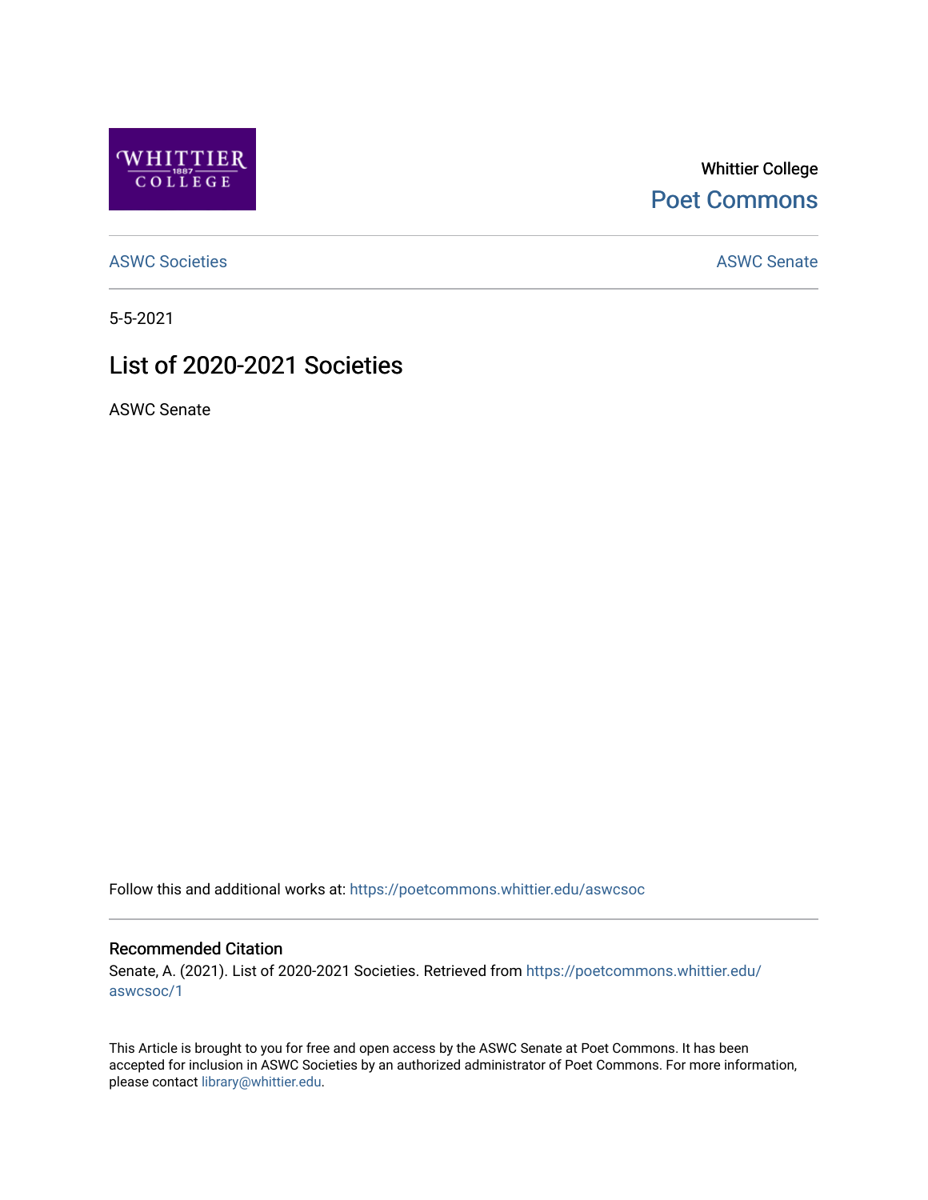Whittier College

Poet Commons

ASWC Societies

ASWC Senate

5-5-2021

# List of 2020-2021 Societies

ASWC Senate

Follow this and additional works at: https://poetcommons.whittier.edu/aswcsoc

## Recommended Citation

Senate, A. (2021). List of 2020-2021 Societies. Retrieved from https://poetcommons.whittier.edu/aswcsoc/1

This Article is brought to you for free and open access by the ASWC Senate at Poet Commons. It has been accepted for inclusion in ASWC Societies by an authorized administrator of Poet Commons. For more information, please contact library@whittier.edu.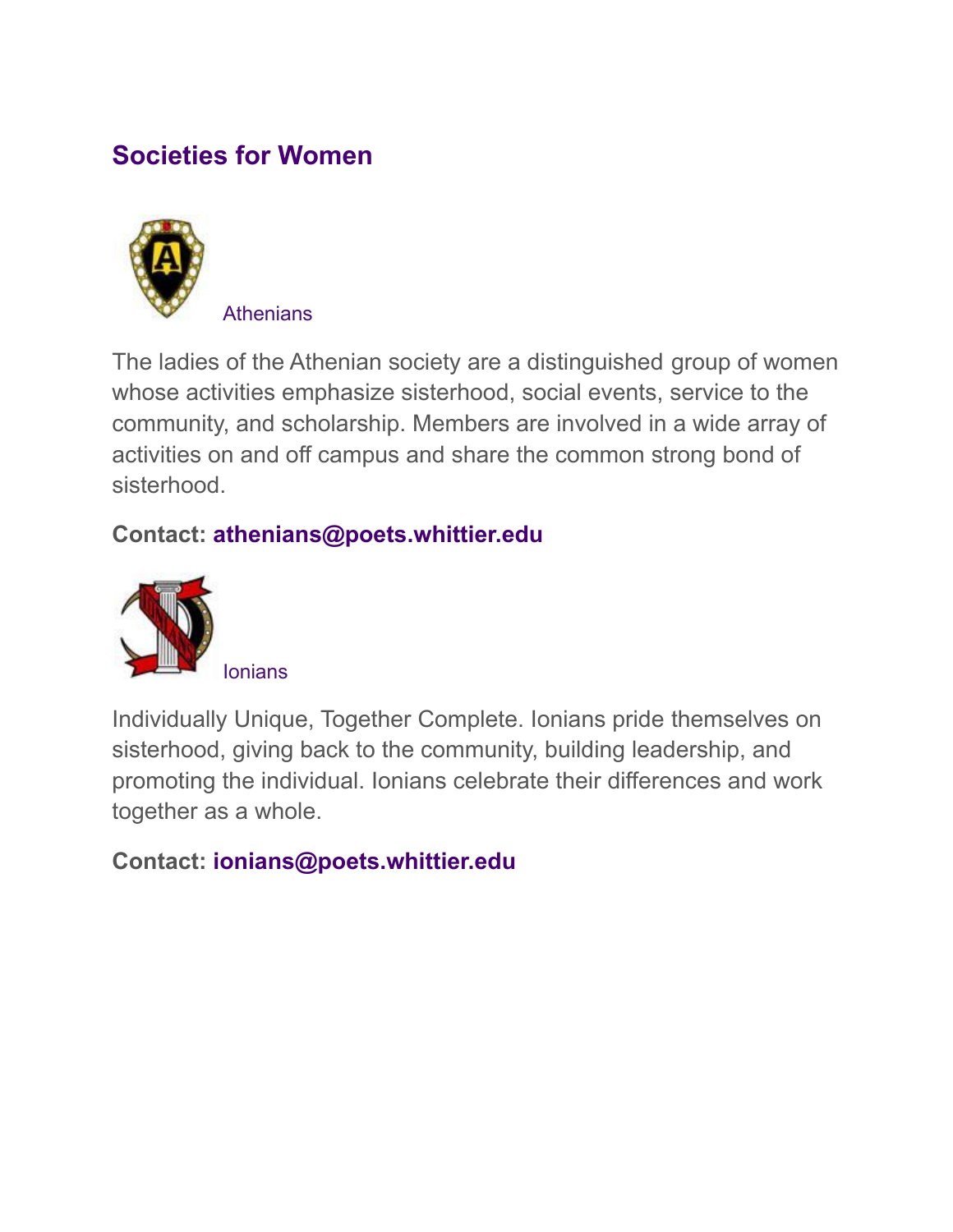## Societies for Women

Athenians

The ladies of the Athenian society are a distinguished group of women whose activities emphasize sisterhood, social events, service to the community, and scholarship. Members are involved in a wide array of activities on and off campus and share the common strong bond of sisterhood.

**Contact: athenians@poets.whittier.edu**

Ionians

Individually Unique, Together Complete. Ionians pride themselves on sisterhood, giving back to the community, building leadership, and promoting the individual. Ionians celebrate their differences and work together as a whole.

**Contact: ionians@poets.whittier.edu**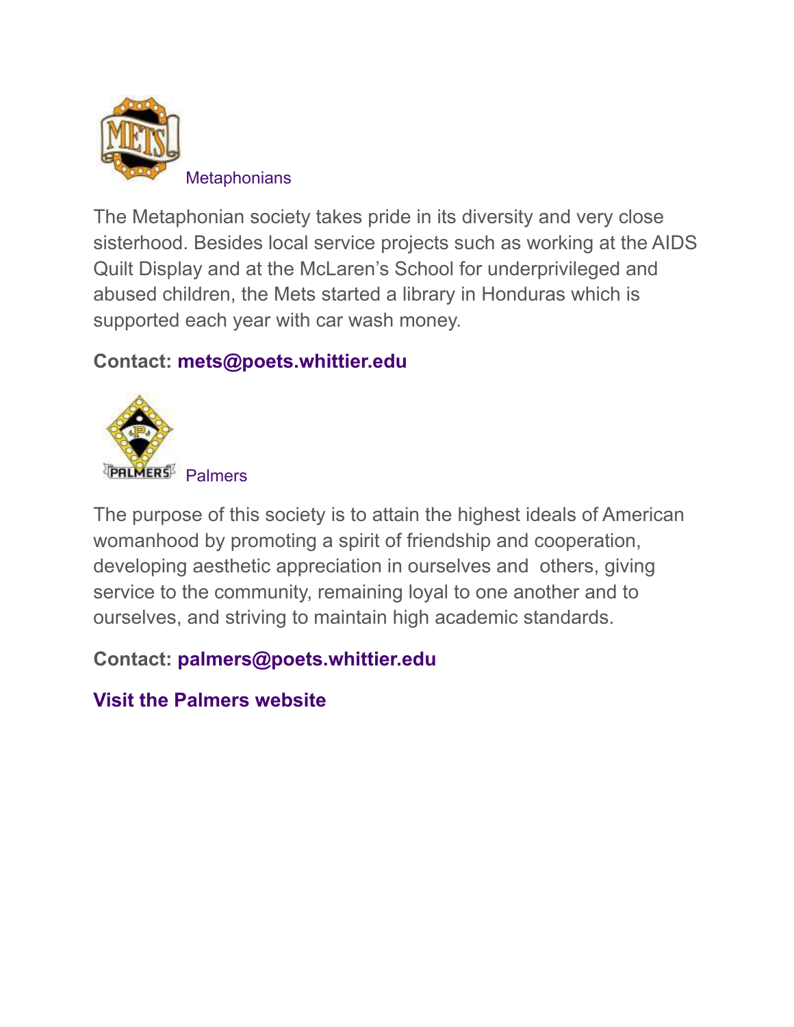Metaphonians

The Metaphonian society takes pride in its diversity and very close sisterhood. Besides local service projects such as working at the AIDS Quilt Display and at the McLaren's School for underprivileged and abused children, the Mets started a library in Honduras which is supported each year with car wash money.

**Contact: mets@poets.whittier.edu**

Palmers

The purpose of this society is to attain the highest ideals of American womanhood by promoting a spirit of friendship and cooperation, developing aesthetic appreciation in ourselves and others, giving service to the community, remaining loyal to one another and to ourselves, and striving to maintain high academic standards.

**Contact: palmers@poets.whittier.edu**

**Visit the Palmers website**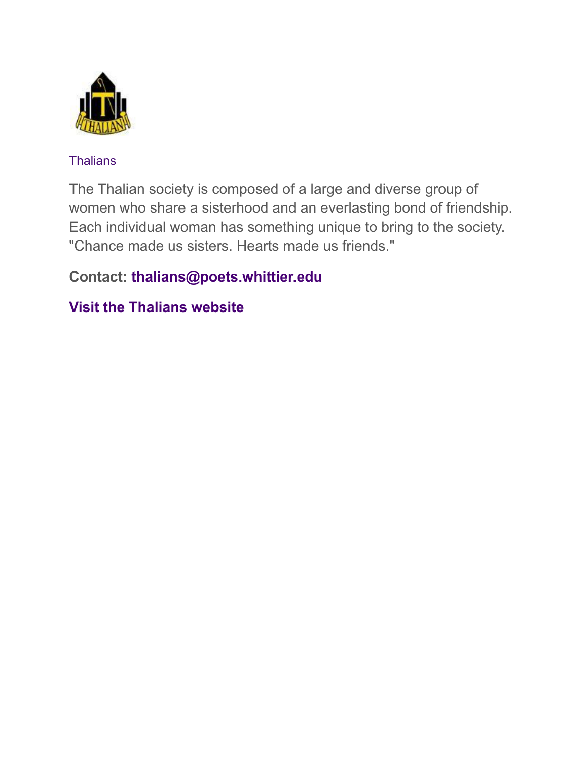Thalians

The Thalian society is composed of a large and diverse group of women who share a sisterhood and an everlasting bond of friendship. Each individual woman has something unique to bring to the society. "Chance made us sisters. Hearts made us friends."

**Contact: thalians@poets.whittier.edu**

**Visit the Thalians website**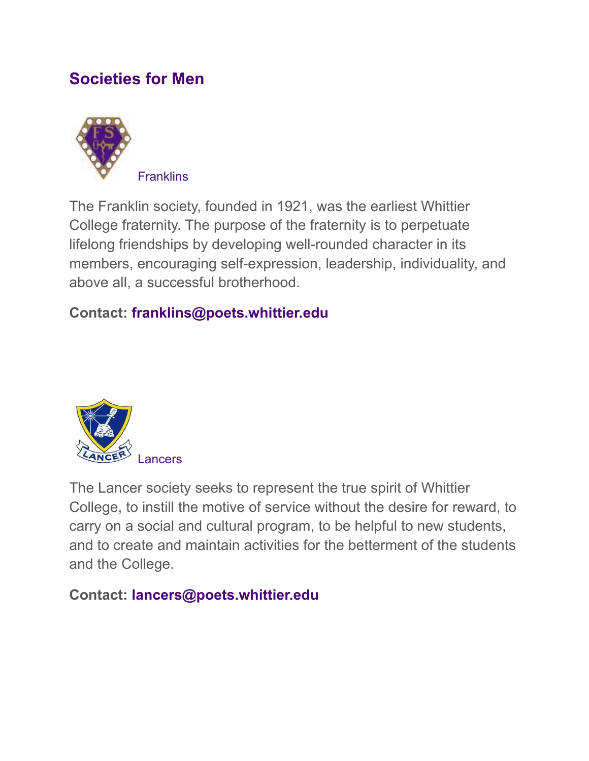## Societies for Men

Franklins

The Franklin society, founded in 1921, was the earliest Whittier College fraternity. The purpose of the fraternity is to perpetuate lifelong friendships by developing well-rounded character in its members, encouraging self-expression, leadership, individuality, and above all, a successful brotherhood.

**Contact: franklins@poets.whittier.edu**

Lancers

The Lancer society seeks to represent the true spirit of Whittier College, to instill the motive of service without the desire for reward, to carry on a social and cultural program, to be helpful to new students, and to create and maintain activities for the betterment of the students and the College.

**Contact: lancers@poets.whittier.edu**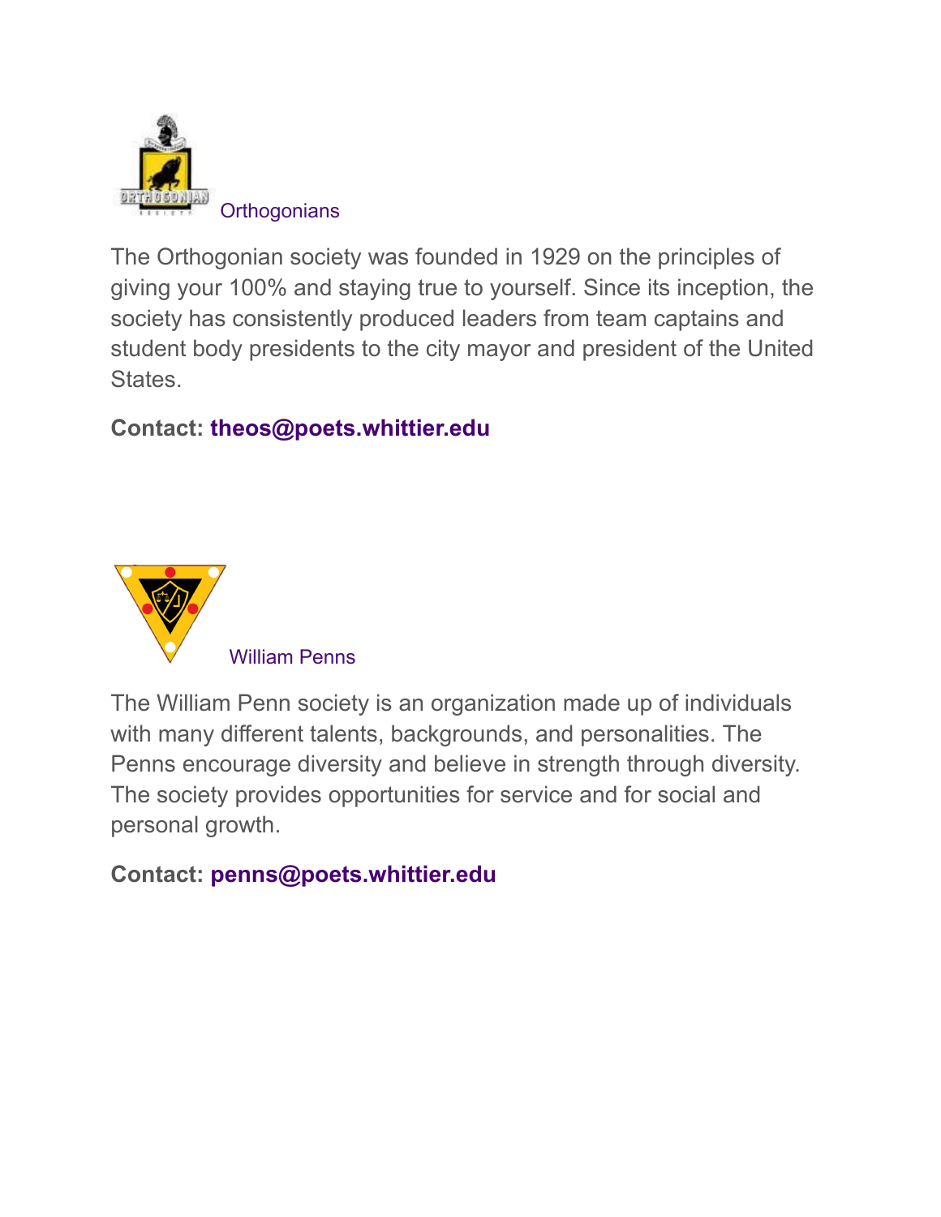Orthogonians

The Orthogonian society was founded in 1929 on the principles of giving your 100% and staying true to yourself. Since its inception, the society has consistently produced leaders from team captains and student body presidents to the city mayor and president of the United States.

**Contact: theos@poets.whittier.edu**

William Penns

The William Penn society is an organization made up of individuals with many different talents, backgrounds, and personalities. The Penns encourage diversity and believe in strength through diversity. The society provides opportunities for service and for social and personal growth.

**Contact: penns@poets.whittier.edu**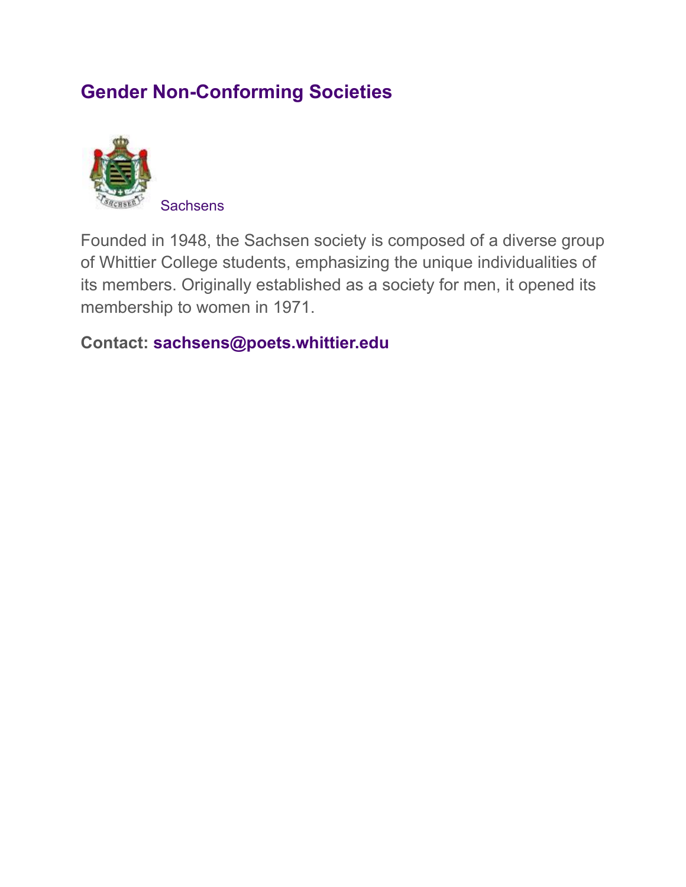## Gender Non-Conforming Societies

Sachsens

Founded in 1948, the Sachsen society is composed of a diverse group of Whittier College students, emphasizing the unique individualities of its members. Originally established as a society for men, it opened its membership to women in 1971.

**Contact: sachsens@poets.whittier.edu**